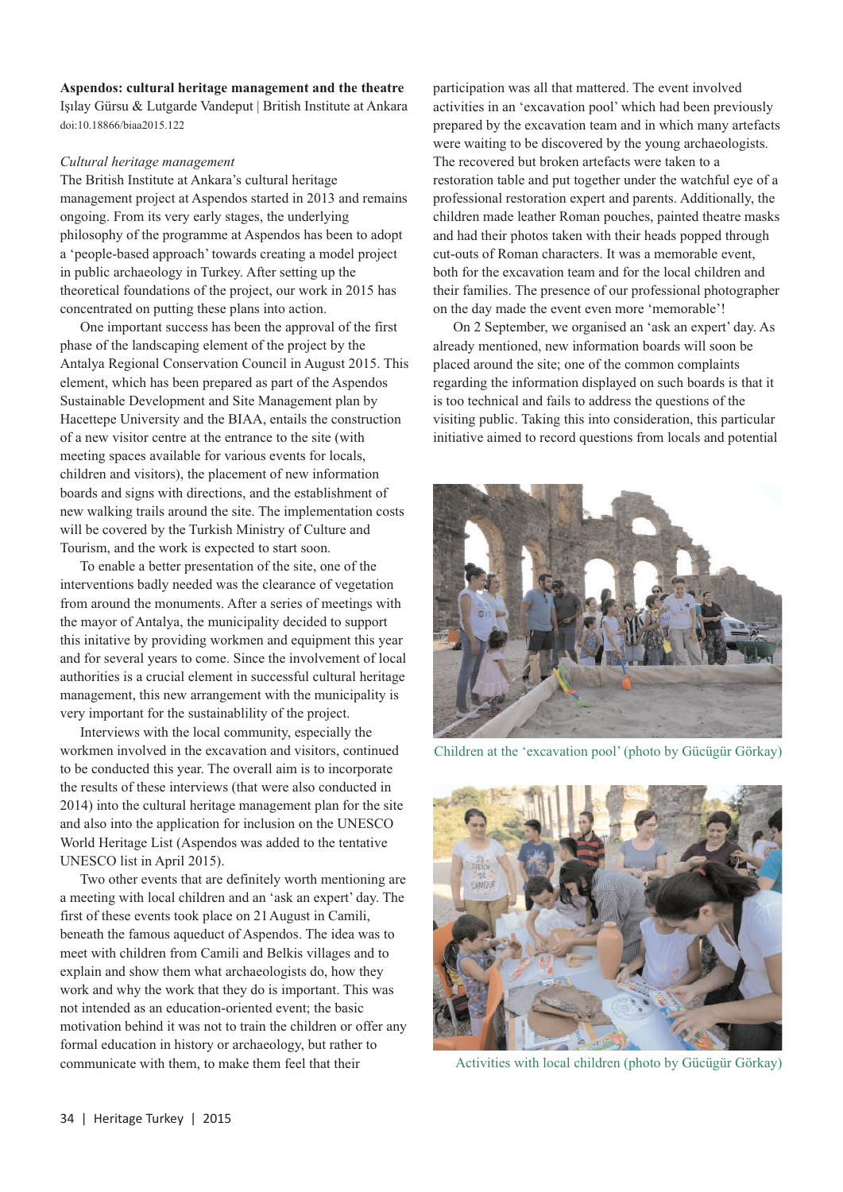**Aspendos: cultural heritage management and the theatre**
Işılay Gürsu & Lutgarde Vandeput | British Institute at Ankara
doi:10.18866/biaa2015.122

*Cultural heritage management*

The British Institute at Ankara's cultural heritage management project at Aspendos started in 2013 and remains ongoing. From its very early stages, the underlying philosophy of the programme at Aspendos has been to adopt a 'people-based approach' towards creating a model project in public archaeology in Turkey. After setting up the theoretical foundations of the project, our work in 2015 has concentrated on putting these plans into action.

One important success has been the approval of the first phase of the landscaping element of the project by the Antalya Regional Conservation Council in August 2015. This element, which has been prepared as part of the Aspendos Sustainable Development and Site Management plan by Hacettepe University and the BIAA, entails the construction of a new visitor centre at the entrance to the site (with meeting spaces available for various events for locals, children and visitors), the placement of new information boards and signs with directions, and the establishment of new walking trails around the site. The implementation costs will be covered by the Turkish Ministry of Culture and Tourism, and the work is expected to start soon.

To enable a better presentation of the site, one of the interventions badly needed was the clearance of vegetation from around the monuments. After a series of meetings with the mayor of Antalya, the municipality decided to support this initative by providing workmen and equipment this year and for several years to come. Since the involvement of local authorities is a crucial element in successful cultural heritage management, this new arrangement with the municipality is very important for the sustainablility of the project.

Interviews with the local community, especially the workmen involved in the excavation and visitors, continued to be conducted this year. The overall aim is to incorporate the results of these interviews (that were also conducted in 2014) into the cultural heritage management plan for the site and also into the application for inclusion on the UNESCO World Heritage List (Aspendos was added to the tentative UNESCO list in April 2015).

Two other events that are definitely worth mentioning are a meeting with local children and an 'ask an expert' day. The first of these events took place on 21 August in Camili, beneath the famous aqueduct of Aspendos. The idea was to meet with children from Camili and Belkis villages and to explain and show them what archaeologists do, how they work and why the work that they do is important. This was not intended as an education-oriented event; the basic motivation behind it was not to train the children or offer any formal education in history or archaeology, but rather to communicate with them, to make them feel that their participation was all that mattered. The event involved activities in an 'excavation pool' which had been previously prepared by the excavation team and in which many artefacts were waiting to be discovered by the young archaeologists. The recovered but broken artefacts were taken to a restoration table and put together under the watchful eye of a professional restoration expert and parents. Additionally, the children made leather Roman pouches, painted theatre masks and had their photos taken with their heads popped through cut-outs of Roman characters. It was a memorable event, both for the excavation team and for the local children and their families. The presence of our professional photographer on the day made the event even more 'memorable'!

On 2 September, we organised an 'ask an expert' day. As already mentioned, new information boards will soon be placed around the site; one of the common complaints regarding the information displayed on such boards is that it is too technical and fails to address the questions of the visiting public. Taking this into consideration, this particular initiative aimed to record questions from locals and potential

Children at the 'excavation pool' (photo by Gücügür Görkay)

Activities with local children (photo by Gücügür Görkay)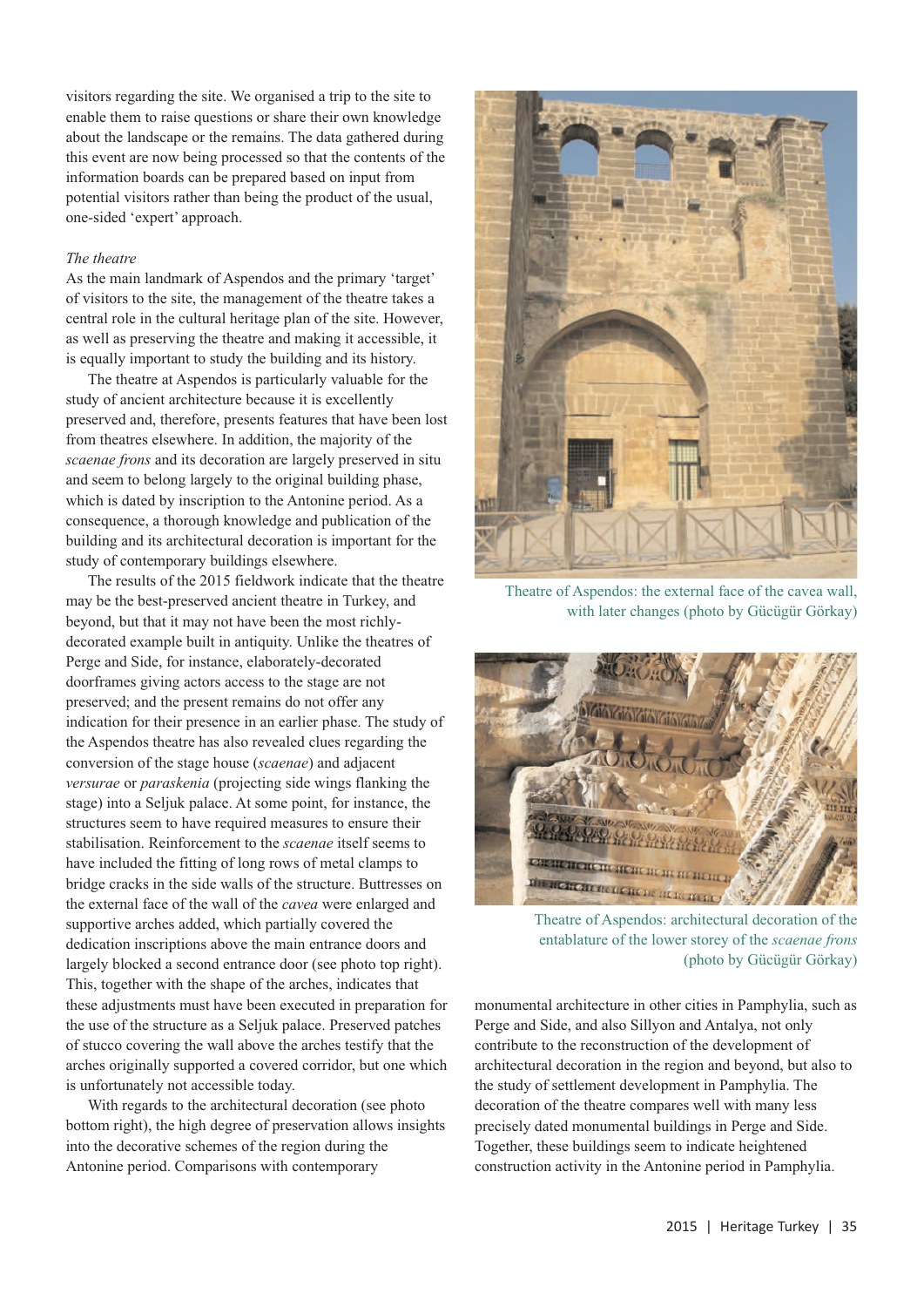visitors regarding the site. We organised a trip to the site to enable them to raise questions or share their own knowledge about the landscape or the remains. The data gathered during this event are now being processed so that the contents of the information boards can be prepared based on input from potential visitors rather than being the product of the usual, one-sided 'expert' approach.

### *The theatre*

As the main landmark of Aspendos and the primary 'target' of visitors to the site, the management of the theatre takes a central role in the cultural heritage plan of the site. However, as well as preserving the theatre and making it accessible, it is equally important to study the building and its history.

The theatre at Aspendos is particularly valuable for the study of ancient architecture because it is excellently preserved and, therefore, presents features that have been lost from theatres elsewhere. In addition, the majority of the *scaenae frons* and its decoration are largely preserved in situ and seem to belong largely to the original building phase, which is dated by inscription to the Antonine period. As a consequence, a thorough knowledge and publication of the building and its architectural decoration is important for the study of contemporary buildings elsewhere.

The results of the 2015 fieldwork indicate that the theatre may be the best-preserved ancient theatre in Turkey, and beyond, but that it may not have been the most richly-decorated example built in antiquity. Unlike the theatres of Perge and Side, for instance, elaborately-decorated doorframes giving actors access to the stage are not preserved; and the present remains do not offer any indication for their presence in an earlier phase. The study of the Aspendos theatre has also revealed clues regarding the conversion of the stage house (*scaenae*) and adjacent *versurae* or *paraskenia* (projecting side wings flanking the stage) into a Seljuk palace. At some point, for instance, the structures seem to have required measures to ensure their stabilisation. Reinforcement to the *scaenae* itself seems to have included the fitting of long rows of metal clamps to bridge cracks in the side walls of the structure. Buttresses on the external face of the wall of the *cavea* were enlarged and supportive arches added, which partially covered the dedication inscriptions above the main entrance doors and largely blocked a second entrance door (see photo top right). This, together with the shape of the arches, indicates that these adjustments must have been executed in preparation for the use of the structure as a Seljuk palace. Preserved patches of stucco covering the wall above the arches testify that the arches originally supported a covered corridor, but one which is unfortunately not accessible today.

With regards to the architectural decoration (see photo bottom right), the high degree of preservation allows insights into the decorative schemes of the region during the Antonine period. Comparisons with contemporary monumental architecture in other cities in Pamphylia, such as Perge and Side, and also Sillyon and Antalya, not only contribute to the reconstruction of the development of architectural decoration in the region and beyond, but also to the study of settlement development in Pamphylia. The decoration of the theatre compares well with many less precisely dated monumental buildings in Perge and Side. Together, these buildings seem to indicate heightened construction activity in the Antonine period in Pamphylia.

Theatre of Aspendos: the external face of the cavea wall, with later changes (photo by Gücügür Görkay)

Theatre of Aspendos: architectural decoration of the entablature of the lower storey of the *scaenae frons* (photo by Gücügür Görkay)